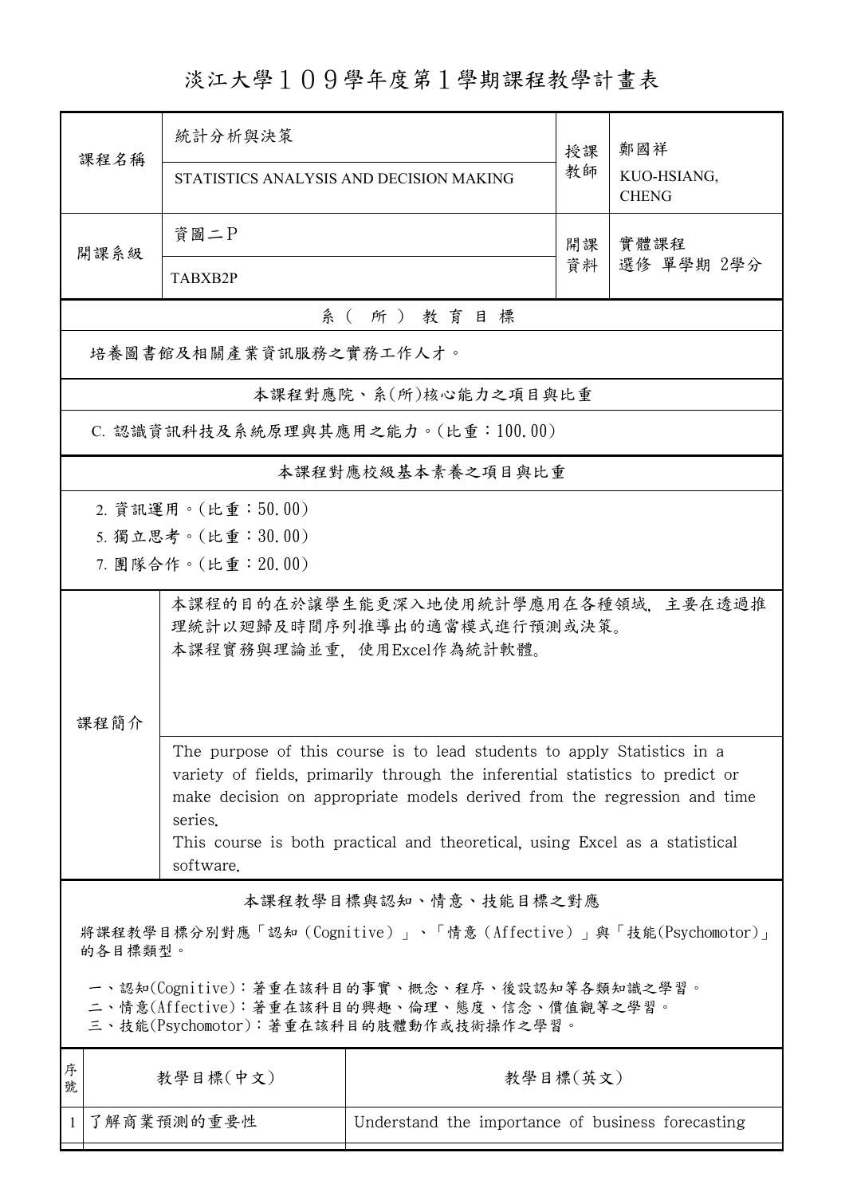# 淡江大學１０９學年度第１學期課程教學計畫表

| 課程名稱 | 統計分析與決策<br>STATISTICS ANALYSIS AND DECISION MAKING | 授課教師 | 鄭國祥<br>KUO-HSIANG, CHENG |
|---|---|---|---|
| 開課系級 | 資圖二P<br>TABXB2P | 開課資料 | 實體課程<br>選修 單學期 2學分 |

## 系（所）教育目標

培養圖書館及相關產業資訊服務之實務工作人才。

## 本課程對應院、系(所)核心能力之項目與比重

C. 認識資訊科技及系統原理與其應用之能力。(比重：100.00)

## 本課程對應校級基本素養之項目與比重

2. 資訊運用。(比重：50.00)
5. 獨立思考。(比重：30.00)
7. 團隊合作。(比重：20.00)

## 課程簡介

本課程的目的在於讓學生能更深入地使用統計學應用在各種領域，主要在透過推理統計以迴歸及時間序列推導出的適當模式進行預測或決策。
本課程實務與理論並重，使用Excel作為統計軟體。

The purpose of this course is to lead students to apply Statistics in a variety of fields, primarily through the inferential statistics to predict or make decision on appropriate models derived from the regression and time series.
This course is both practical and theoretical, using Excel as a statistical software.

## 本課程教學目標與認知、情意、技能目標之對應

將課程教學目標分別對應「認知（Cognitive）」、「情意（Affective）」與「技能(Psychomotor)」的各目標類型。

一、認知(Cognitive)：著重在該科目的事實、概念、程序、後設認知等各類知識之學習。
二、情意(Affective)：著重在該科目的興趣、倫理、態度、信念、價值觀等之學習。
三、技能(Psychomotor)：著重在該科目的肢體動作或技術操作之學習。

| 序號 | 教學目標(中文) | 教學目標(英文) |
|---|---|---|
| 1 | 了解商業預測的重要性 | Understand the importance of business forecasting |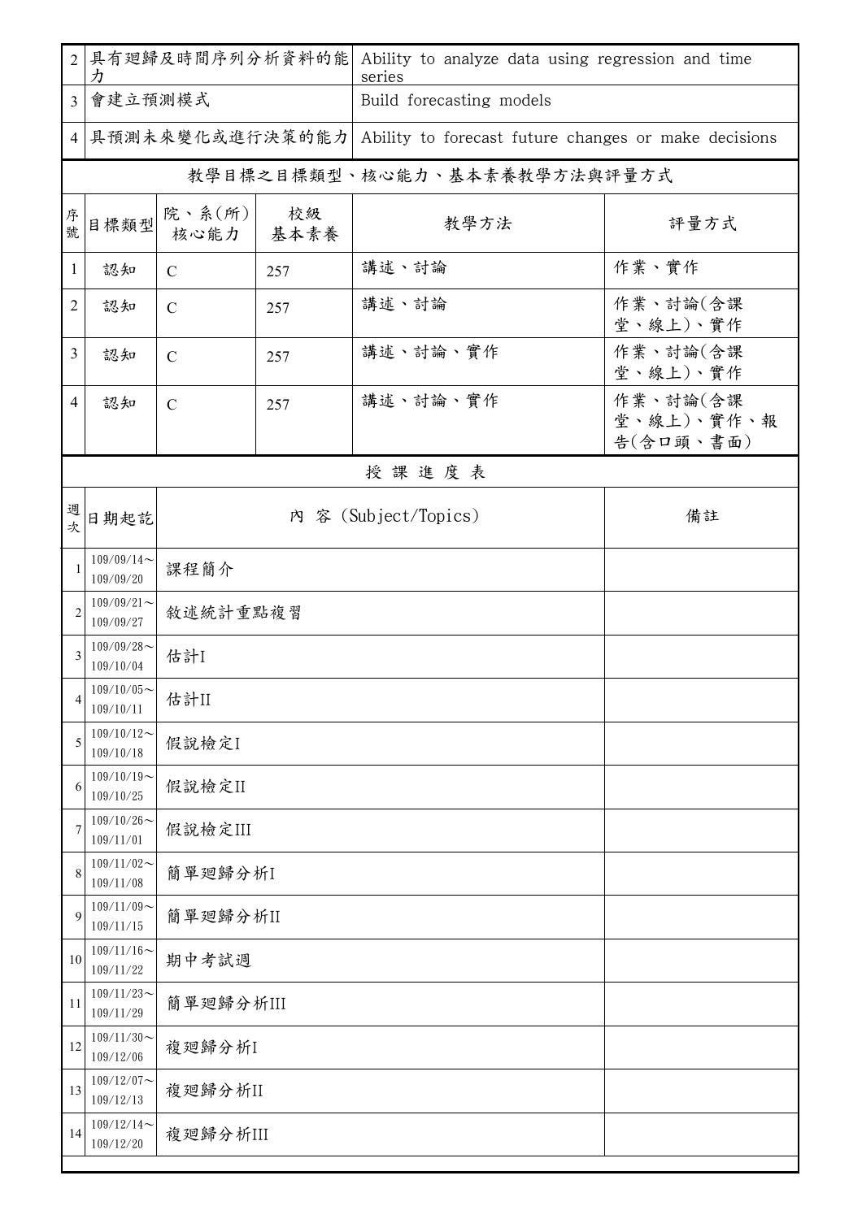| 2 | 具有迴歸及時間序列分析資料的能力 | Ability to analyze data using regression and time series |
|---|---|---|
| 3 | 會建立預測模式 | Build forecasting models |
| 4 | 具預測未來變化或進行決策的能力 | Ability to forecast future changes or make decisions |

教學目標之目標類型、核心能力、基本素養教學方法與評量方式

| 序號 | 目標類型 | 院、系(所)核心能力 | 校級基本素養 | 教學方法 | 評量方式 |
|---|---|---|---|---|---|
| 1 | 認知 | C | 257 | 講述、討論 | 作業、實作 |
| 2 | 認知 | C | 257 | 講述、討論 | 作業、討論(含課堂、線上)、實作 |
| 3 | 認知 | C | 257 | 講述、討論、實作 | 作業、討論(含課堂、線上)、實作 |
| 4 | 認知 | C | 257 | 講述、討論、實作 | 作業、討論(含課堂、線上)、實作、報告(含口頭、書面) |

授 課 進 度 表

| 週次 | 日期起訖 | 內 容 (Subject/Topics) | 備註 |
|---|---|---|---|
| 1 | 109/09/14～109/09/20 | 課程簡介 | |
| 2 | 109/09/21～109/09/27 | 敘述統計重點複習 | |
| 3 | 109/09/28～109/10/04 | 估計I | |
| 4 | 109/10/05～109/10/11 | 估計II | |
| 5 | 109/10/12～109/10/18 | 假說檢定I | |
| 6 | 109/10/19～109/10/25 | 假說檢定II | |
| 7 | 109/10/26～109/11/01 | 假說檢定III | |
| 8 | 109/11/02～109/11/08 | 簡單迴歸分析I | |
| 9 | 109/11/09～109/11/15 | 簡單迴歸分析II | |
| 10 | 109/11/16～109/11/22 | 期中考試週 | |
| 11 | 109/11/23～109/11/29 | 簡單迴歸分析III | |
| 12 | 109/11/30～109/12/06 | 複迴歸分析I | |
| 13 | 109/12/07～109/12/13 | 複迴歸分析II | |
| 14 | 109/12/14～109/12/20 | 複迴歸分析III | |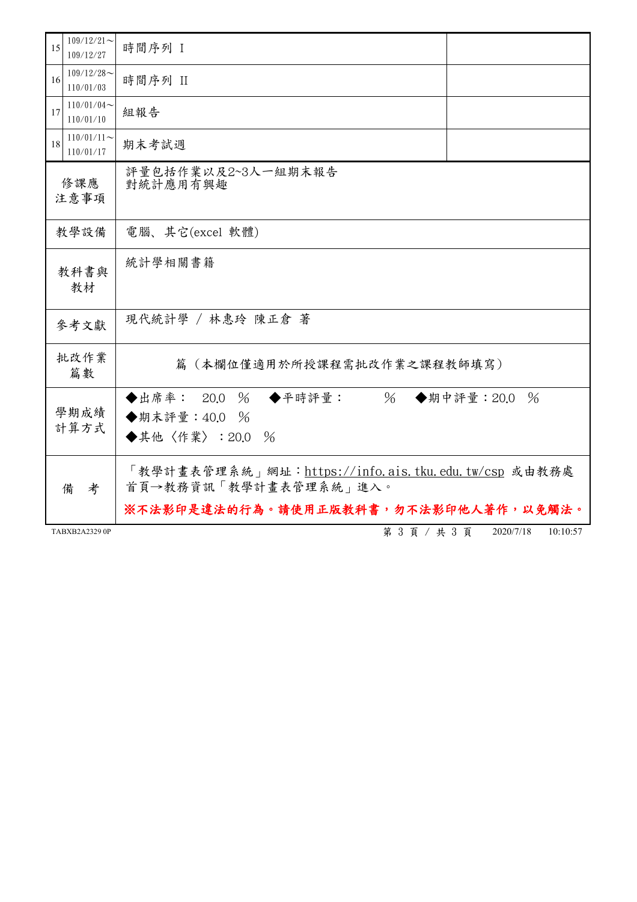| | | | |
|---|---|---|---|
| 15 | 109/12/21～<br>109/12/27 | 時間序列 I | |
| 16 | 109/12/28～<br>110/01/03 | 時間序列 II | |
| 17 | 110/01/04～<br>110/01/10 | 組報告 | |
| 18 | 110/01/11～<br>110/01/17 | 期末考試週 | |

| | |
|---|---|
| 修課應注意事項 | 評量包括作業以及2~3人一組期末報告<br>對統計應用有興趣 |
| 教學設備 | 電腦、其它(excel 軟體) |
| 教科書與教材 | 統計學相關書籍 |
| 參考文獻 | 現代統計學 / 林惠玲 陳正倉 著 |
| 批改作業篇數 | 篇（本欄位僅適用於所授課程需批改作業之課程教師填寫） |
| 學期成績計算方式 | ◆出席率： 20.0 ％ ◆平時評量： ％ ◆期中評量：20.0 ％<br>◆期末評量：40.0 ％<br>◆其他〈作業〉：20.0 ％ |
| 備 考 | 「教學計畫表管理系統」網址：https://info.ais.tku.edu.tw/csp 或由教務處首頁→教務資訊「教學計畫表管理系統」進入。<br>**※不法影印是違法的行為。請使用正版教科書，勿不法影印他人著作，以免觸法。** |

TABXB2A2329 0P

2020/7/18 10:10:57